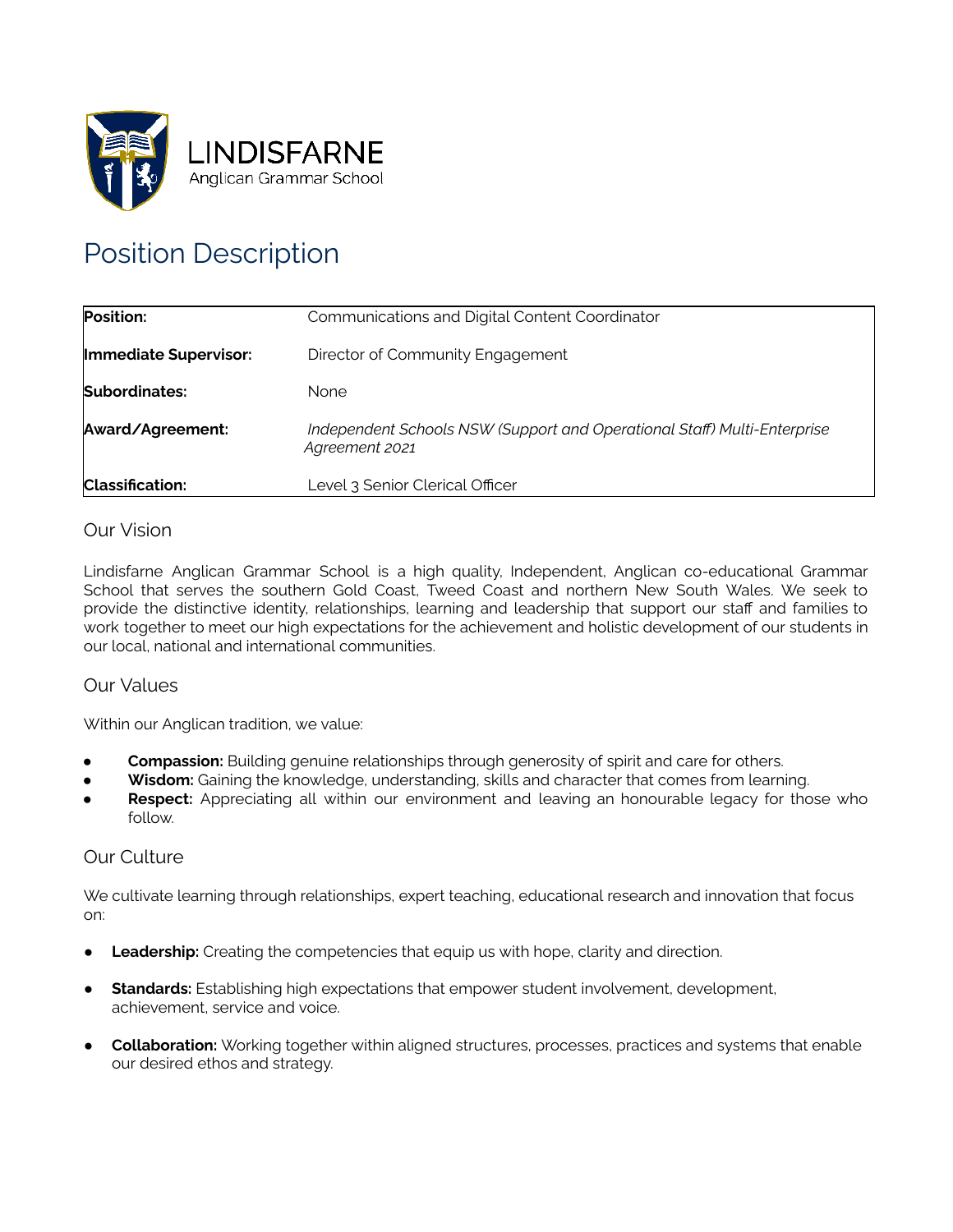LINDISFARNE
Anglican Grammar School

# Position Description

| | |
|---|---|
| **Position:** | Communications and Digital Content Coordinator |
| **Immediate Supervisor:** | Director of Community Engagement |
| **Subordinates:** | None |
| **Award/Agreement:** | *Independent Schools NSW (Support and Operational Staff) Multi-Enterprise Agreement 2021* |
| **Classification:** | Level 3 Senior Clerical Officer |

## Our Vision

Lindisfarne Anglican Grammar School is a high quality, Independent, Anglican co-educational Grammar School that serves the southern Gold Coast, Tweed Coast and northern New South Wales. We seek to provide the distinctive identity, relationships, learning and leadership that support our staff and families to work together to meet our high expectations for the achievement and holistic development of our students in our local, national and international communities.

## Our Values

Within our Anglican tradition, we value:

- **Compassion:** Building genuine relationships through generosity of spirit and care for others.
- **Wisdom:** Gaining the knowledge, understanding, skills and character that comes from learning.
- **Respect:** Appreciating all within our environment and leaving an honourable legacy for those who follow.

## Our Culture

We cultivate learning through relationships, expert teaching, educational research and innovation that focus on:

- **Leadership:** Creating the competencies that equip us with hope, clarity and direction.
- **Standards:** Establishing high expectations that empower student involvement, development, achievement, service and voice.
- **Collaboration:** Working together within aligned structures, processes, practices and systems that enable our desired ethos and strategy.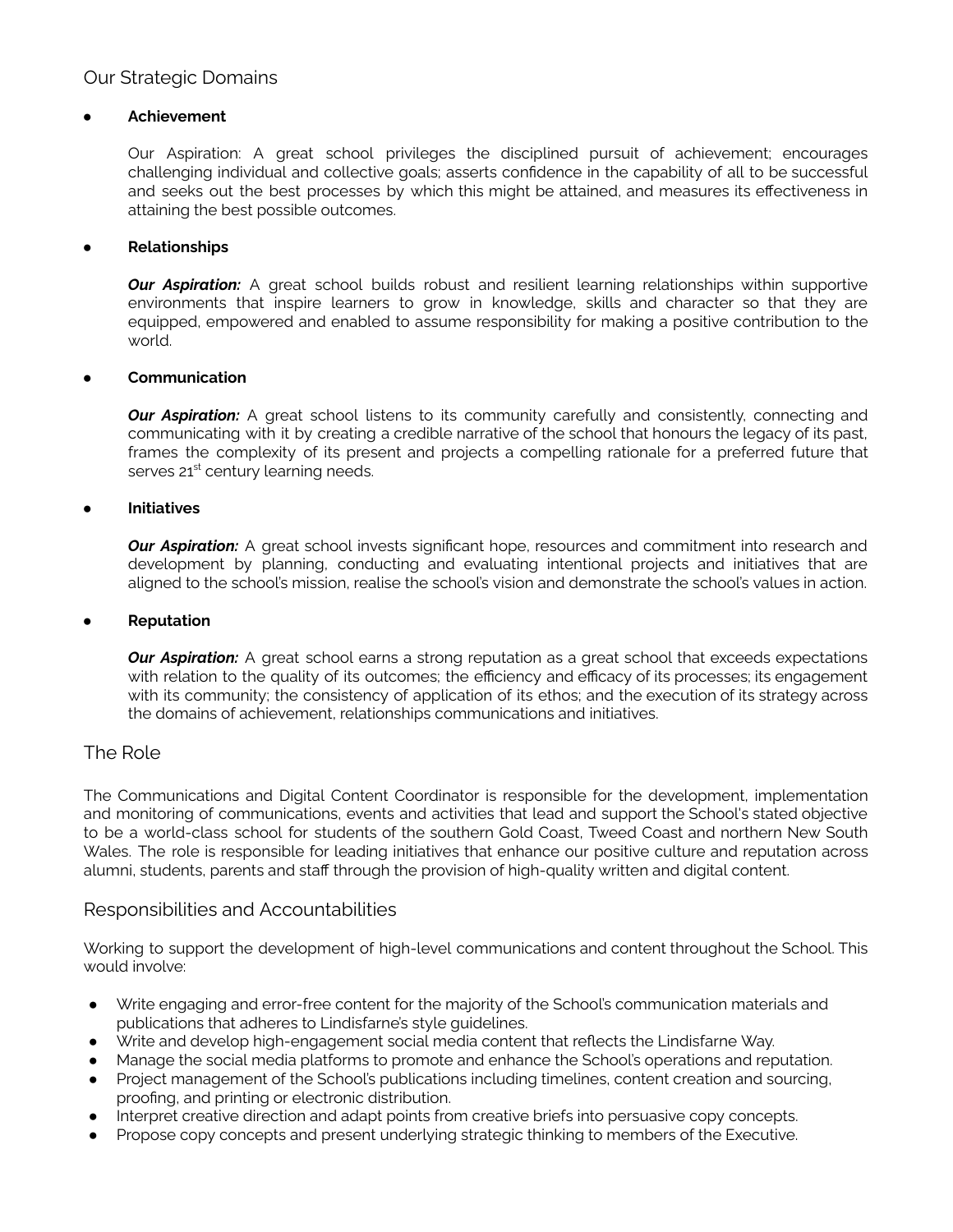## Our Strategic Domains

- **Achievement**

  Our Aspiration: A great school privileges the disciplined pursuit of achievement; encourages challenging individual and collective goals; asserts confidence in the capability of all to be successful and seeks out the best processes by which this might be attained, and measures its effectiveness in attaining the best possible outcomes.

- **Relationships**

  ***Our Aspiration:*** A great school builds robust and resilient learning relationships within supportive environments that inspire learners to grow in knowledge, skills and character so that they are equipped, empowered and enabled to assume responsibility for making a positive contribution to the world.

- **Communication**

  ***Our Aspiration:*** A great school listens to its community carefully and consistently, connecting and communicating with it by creating a credible narrative of the school that honours the legacy of its past, frames the complexity of its present and projects a compelling rationale for a preferred future that serves 21st century learning needs.

- **Initiatives**

  ***Our Aspiration:*** A great school invests significant hope, resources and commitment into research and development by planning, conducting and evaluating intentional projects and initiatives that are aligned to the school's mission, realise the school's vision and demonstrate the school's values in action.

- **Reputation**

  ***Our Aspiration:*** A great school earns a strong reputation as a great school that exceeds expectations with relation to the quality of its outcomes; the efficiency and efficacy of its processes; its engagement with its community; the consistency of application of its ethos; and the execution of its strategy across the domains of achievement, relationships communications and initiatives.

## The Role

The Communications and Digital Content Coordinator is responsible for the development, implementation and monitoring of communications, events and activities that lead and support the School's stated objective to be a world-class school for students of the southern Gold Coast, Tweed Coast and northern New South Wales. The role is responsible for leading initiatives that enhance our positive culture and reputation across alumni, students, parents and staff through the provision of high-quality written and digital content.

## Responsibilities and Accountabilities

Working to support the development of high-level communications and content throughout the School. This would involve:

- Write engaging and error-free content for the majority of the School's communication materials and publications that adheres to Lindisfarne's style guidelines.
- Write and develop high-engagement social media content that reflects the Lindisfarne Way.
- Manage the social media platforms to promote and enhance the School's operations and reputation.
- Project management of the School's publications including timelines, content creation and sourcing, proofing, and printing or electronic distribution.
- Interpret creative direction and adapt points from creative briefs into persuasive copy concepts.
- Propose copy concepts and present underlying strategic thinking to members of the Executive.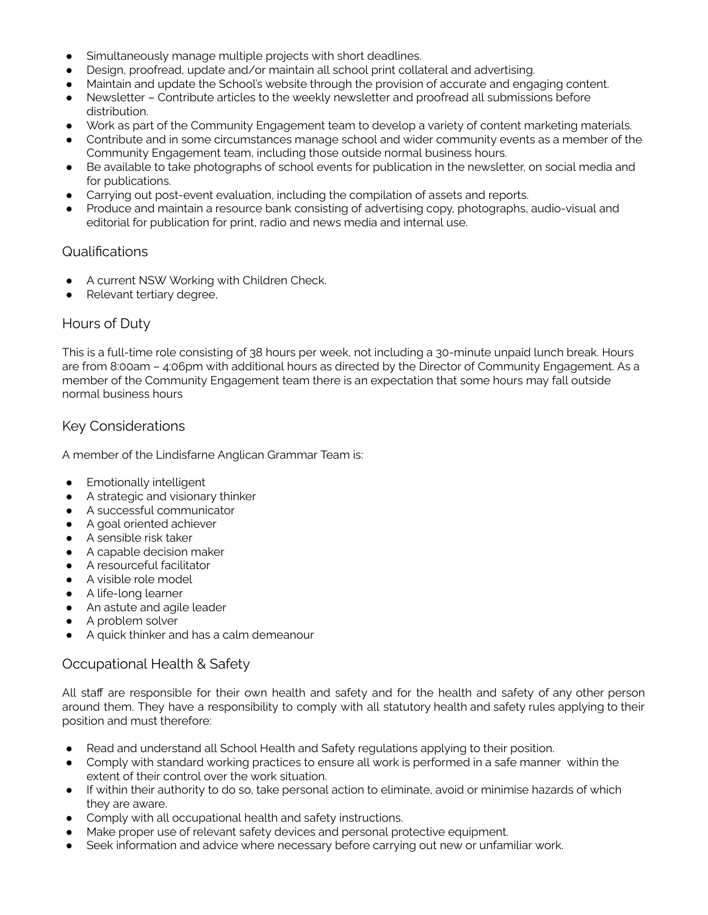- Simultaneously manage multiple projects with short deadlines.
- Design, proofread, update and/or maintain all school print collateral and advertising.
- Maintain and update the School's website through the provision of accurate and engaging content.
- Newsletter – Contribute articles to the weekly newsletter and proofread all submissions before distribution.
- Work as part of the Community Engagement team to develop a variety of content marketing materials.
- Contribute and in some circumstances manage school and wider community events as a member of the Community Engagement team, including those outside normal business hours.
- Be available to take photographs of school events for publication in the newsletter, on social media and for publications.
- Carrying out post-event evaluation, including the compilation of assets and reports.
- Produce and maintain a resource bank consisting of advertising copy, photographs, audio-visual and editorial for publication for print, radio and news media and internal use.

## Qualifications

- A current NSW Working with Children Check.
- Relevant tertiary degree,

## Hours of Duty

This is a full-time role consisting of 38 hours per week, not including a 30-minute unpaid lunch break. Hours are from 8:00am – 4:06pm with additional hours as directed by the Director of Community Engagement. As a member of the Community Engagement team there is an expectation that some hours may fall outside normal business hours

## Key Considerations

A member of the Lindisfarne Anglican Grammar Team is:

- Emotionally intelligent
- A strategic and visionary thinker
- A successful communicator
- A goal oriented achiever
- A sensible risk taker
- A capable decision maker
- A resourceful facilitator
- A visible role model
- A life-long learner
- An astute and agile leader
- A problem solver
- A quick thinker and has a calm demeanour

## Occupational Health & Safety

All staff are responsible for their own health and safety and for the health and safety of any other person around them. They have a responsibility to comply with all statutory health and safety rules applying to their position and must therefore:

- Read and understand all School Health and Safety regulations applying to their position.
- Comply with standard working practices to ensure all work is performed in a safe manner within the extent of their control over the work situation.
- If within their authority to do so, take personal action to eliminate, avoid or minimise hazards of which they are aware.
- Comply with all occupational health and safety instructions.
- Make proper use of relevant safety devices and personal protective equipment.
- Seek information and advice where necessary before carrying out new or unfamiliar work.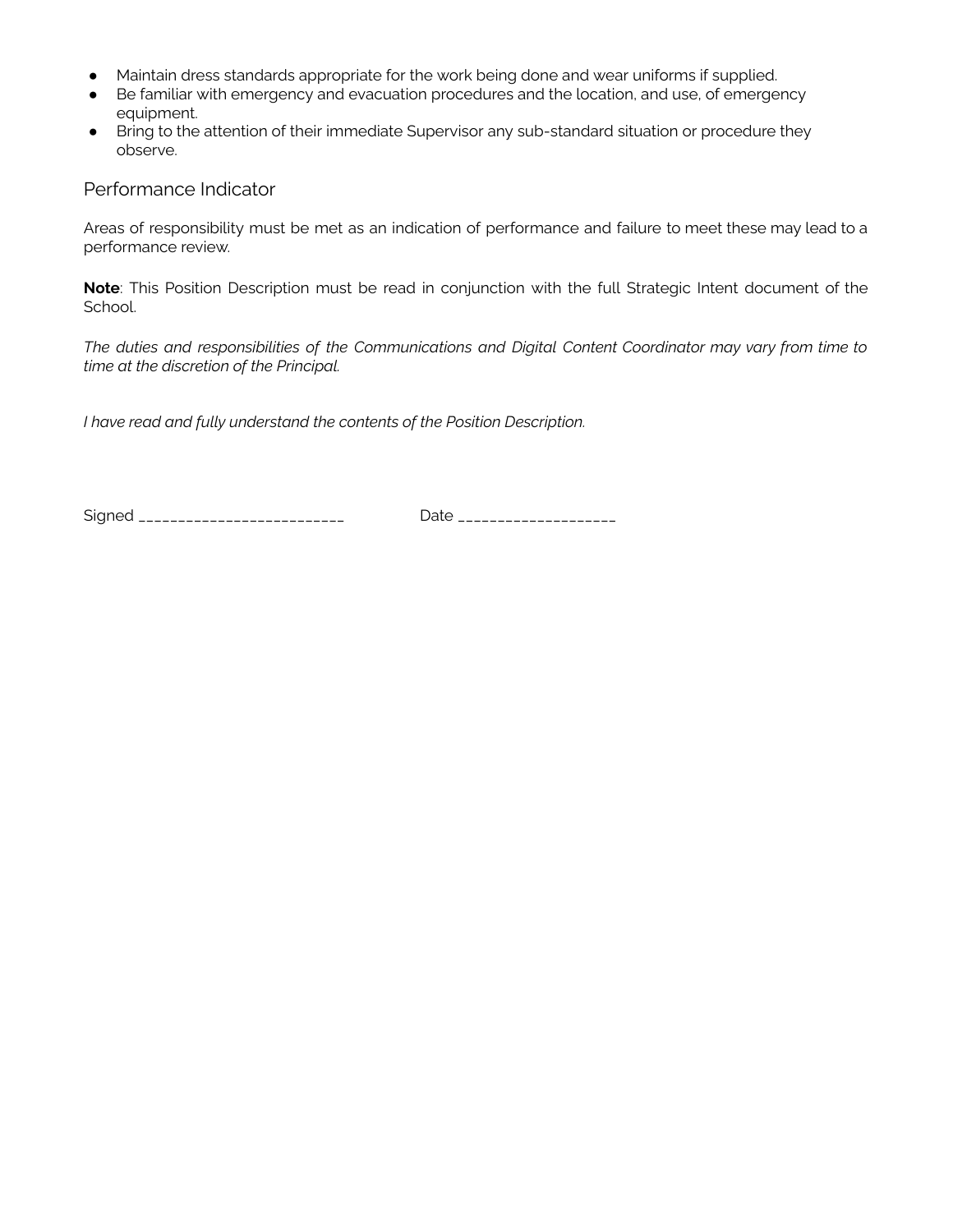- Maintain dress standards appropriate for the work being done and wear uniforms if supplied.
- Be familiar with emergency and evacuation procedures and the location, and use, of emergency equipment.
- Bring to the attention of their immediate Supervisor any sub-standard situation or procedure they observe.

## Performance Indicator

Areas of responsibility must be met as an indication of performance and failure to meet these may lead to a performance review.

**Note**: This Position Description must be read in conjunction with the full Strategic Intent document of the School.

*The duties and responsibilities of the Communications and Digital Content Coordinator may vary from time to time at the discretion of the Principal.*

*I have read and fully understand the contents of the Position Description.*

Signed __________________________ Date ____________________